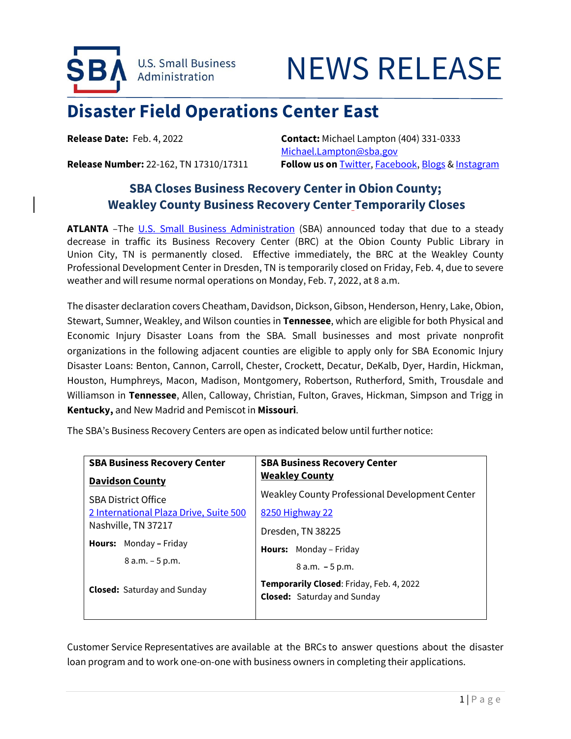U.S. Small Business Administration

# NEWS RELEASE

## Disaster Field Operations Center East

**Release Date:** Feb. 4, 2022

**Release Number:** 22-162, TN 17310/17311

**Contact:** Michael Lampton (404) 331-0333
Michael.Lampton@sba.gov

**Follow us on** Twitter, Facebook, Blogs & Instagram

### SBA Closes Business Recovery Center in Obion County; Weakley County Business Recovery Center Temporarily Closes

**ATLANTA** –The U.S. Small Business Administration (SBA) announced today that due to a steady decrease in traffic its Business Recovery Center (BRC) at the Obion County Public Library in Union City, TN is permanently closed. Effective immediately, the BRC at the Weakley County Professional Development Center in Dresden, TN is temporarily closed on Friday, Feb. 4, due to severe weather and will resume normal operations on Monday, Feb. 7, 2022, at 8 a.m.

The disaster declaration covers Cheatham, Davidson, Dickson, Gibson, Henderson, Henry, Lake, Obion, Stewart, Sumner, Weakley, and Wilson counties in **Tennessee**, which are eligible for both Physical and Economic Injury Disaster Loans from the SBA. Small businesses and most private nonprofit organizations in the following adjacent counties are eligible to apply only for SBA Economic Injury Disaster Loans: Benton, Cannon, Carroll, Chester, Crockett, Decatur, DeKalb, Dyer, Hardin, Hickman, Houston, Humphreys, Macon, Madison, Montgomery, Robertson, Rutherford, Smith, Trousdale and Williamson in **Tennessee**, Allen, Calloway, Christian, Fulton, Graves, Hickman, Simpson and Trigg in **Kentucky,** and New Madrid and Pemiscot in **Missouri**.

The SBA's Business Recovery Centers are open as indicated below until further notice:

| **SBA Business Recovery Center** **Davidson County** | **SBA Business Recovery Center** **Weakley County** |
|---|---|
| SBA District Office<br>2 International Plaza Drive, Suite 500<br>Nashville, TN 37217<br>**Hours:** Monday – Friday<br>8 a.m. – 5 p.m.<br>**Closed:** Saturday and Sunday | Weakley County Professional Development Center<br>8250 Highway 22<br>Dresden, TN 38225<br>**Hours:** Monday – Friday<br>8 a.m. – 5 p.m.<br>**Temporarily Closed**: Friday, Feb. 4, 2022<br>**Closed:** Saturday and Sunday |

Customer Service Representatives are available at the BRCs to answer questions about the disaster loan program and to work one-on-one with business owners in completing their applications.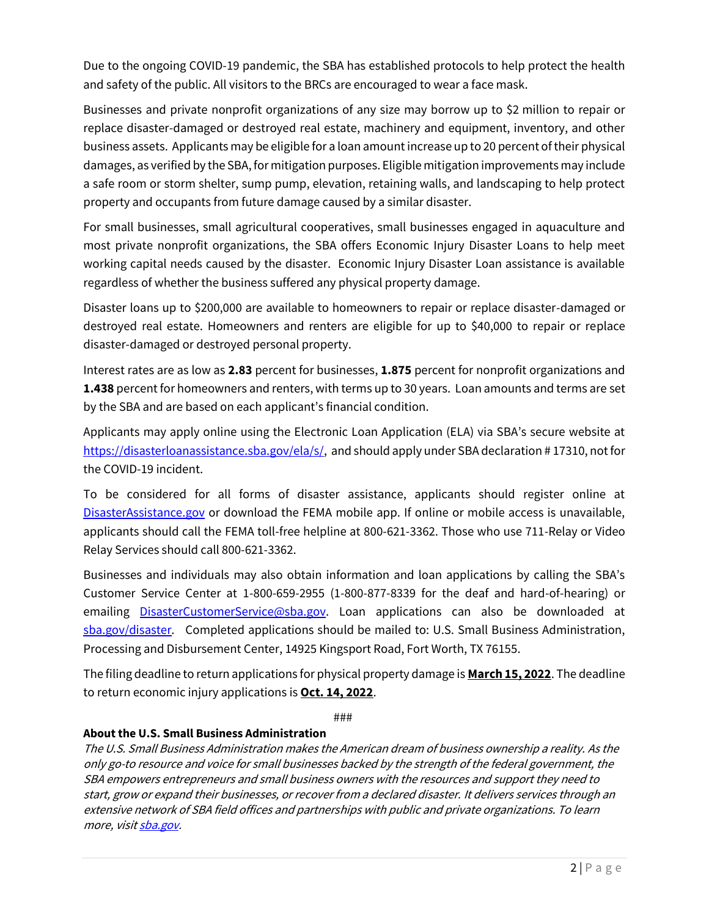Due to the ongoing COVID-19 pandemic, the SBA has established protocols to help protect the health and safety of the public. All visitors to the BRCs are encouraged to wear a face mask.

Businesses and private nonprofit organizations of any size may borrow up to $2 million to repair or replace disaster-damaged or destroyed real estate, machinery and equipment, inventory, and other business assets. Applicants may be eligible for a loan amount increase up to 20 percent of their physical damages, as verified by the SBA, for mitigation purposes. Eligible mitigation improvements may include a safe room or storm shelter, sump pump, elevation, retaining walls, and landscaping to help protect property and occupants from future damage caused by a similar disaster.

For small businesses, small agricultural cooperatives, small businesses engaged in aquaculture and most private nonprofit organizations, the SBA offers Economic Injury Disaster Loans to help meet working capital needs caused by the disaster. Economic Injury Disaster Loan assistance is available regardless of whether the business suffered any physical property damage.

Disaster loans up to $200,000 are available to homeowners to repair or replace disaster-damaged or destroyed real estate. Homeowners and renters are eligible for up to $40,000 to repair or replace disaster-damaged or destroyed personal property.

Interest rates are as low as **2.83** percent for businesses, **1.875** percent for nonprofit organizations and **1.438** percent for homeowners and renters, with terms up to 30 years. Loan amounts and terms are set by the SBA and are based on each applicant's financial condition.

Applicants may apply online using the Electronic Loan Application (ELA) via SBA's secure website at https://disasterloanassistance.sba.gov/ela/s/, and should apply under SBA declaration # 17310, not for the COVID-19 incident.

To be considered for all forms of disaster assistance, applicants should register online at DisasterAssistance.gov or download the FEMA mobile app. If online or mobile access is unavailable, applicants should call the FEMA toll-free helpline at 800-621-3362. Those who use 711-Relay or Video Relay Services should call 800-621-3362.

Businesses and individuals may also obtain information and loan applications by calling the SBA's Customer Service Center at 1-800-659-2955 (1-800-877-8339 for the deaf and hard-of-hearing) or emailing DisasterCustomerService@sba.gov. Loan applications can also be downloaded at sba.gov/disaster. Completed applications should be mailed to: U.S. Small Business Administration, Processing and Disbursement Center, 14925 Kingsport Road, Fort Worth, TX 76155.

The filing deadline to return applications for physical property damage is **March 15, 2022**. The deadline to return economic injury applications is **Oct. 14, 2022**.

###

**About the U.S. Small Business Administration**

*The U.S. Small Business Administration makes the American dream of business ownership a reality. As the only go-to resource and voice for small businesses backed by the strength of the federal government, the SBA empowers entrepreneurs and small business owners with the resources and support they need to start, grow or expand their businesses, or recover from a declared disaster. It delivers services through an extensive network of SBA field offices and partnerships with public and private organizations. To learn more, visit sba.gov.*